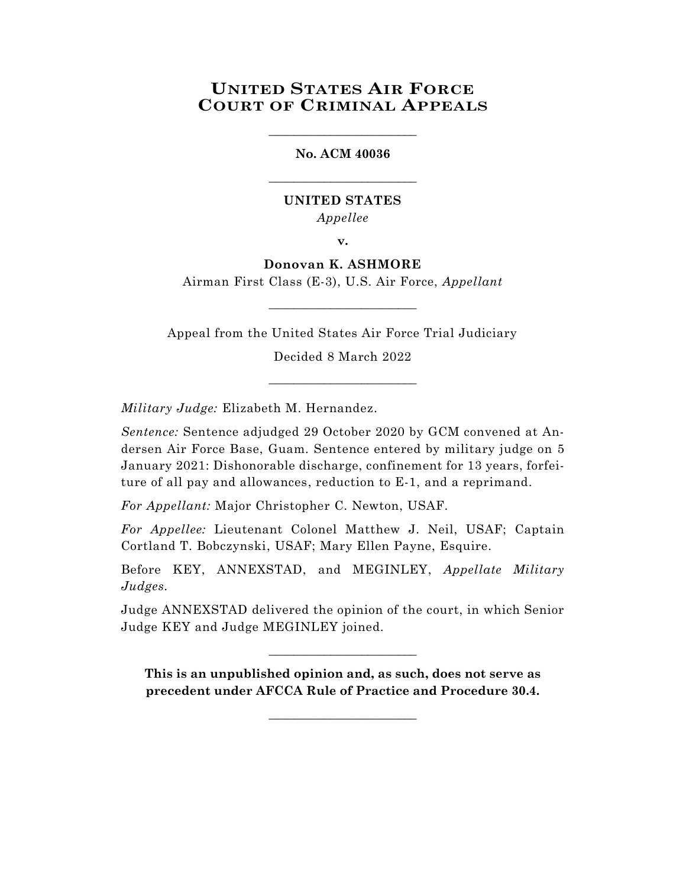# United States Air Force Court of Criminal Appeals

---

**No. ACM 40036**

---

**UNITED STATES**

*Appellee*

**v.**

**Donovan K. ASHMORE**

Airman First Class (E-3), U.S. Air Force, *Appellant*

---

Appeal from the United States Air Force Trial Judiciary

Decided 8 March 2022

---

*Military Judge:* Elizabeth M. Hernandez.

*Sentence:* Sentence adjudged 29 October 2020 by GCM convened at Andersen Air Force Base, Guam. Sentence entered by military judge on 5 January 2021: Dishonorable discharge, confinement for 13 years, forfeiture of all pay and allowances, reduction to E-1, and a reprimand.

*For Appellant:* Major Christopher C. Newton, USAF.

*For Appellee:* Lieutenant Colonel Matthew J. Neil, USAF; Captain Cortland T. Bobczynski, USAF; Mary Ellen Payne, Esquire.

Before KEY, ANNEXSTAD, and MEGINLEY, *Appellate Military Judges.*

Judge ANNEXSTAD delivered the opinion of the court, in which Senior Judge KEY and Judge MEGINLEY joined.

---

**This is an unpublished opinion and, as such, does not serve as precedent under AFCCA Rule of Practice and Procedure 30.4.**

---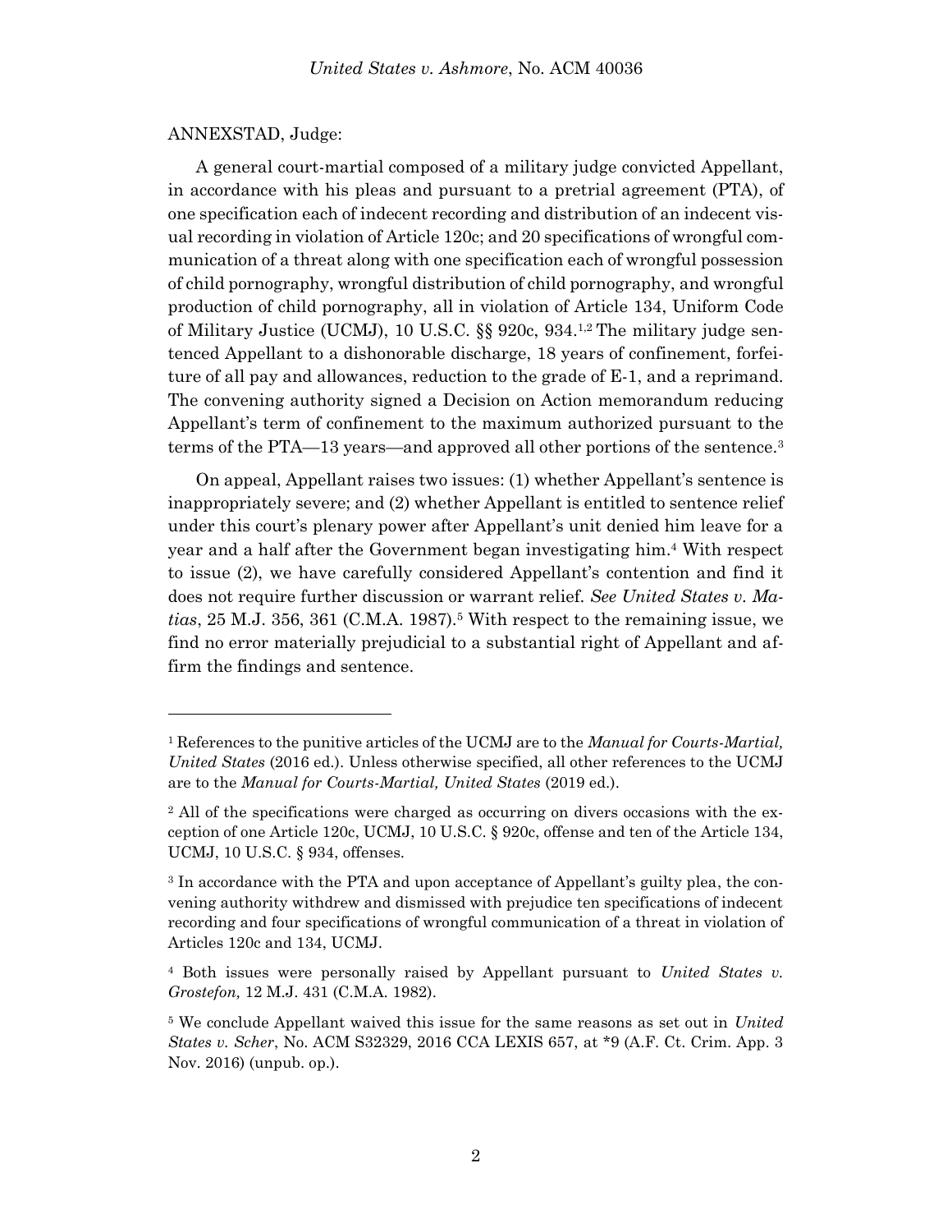ANNEXSTAD, Judge:

A general court-martial composed of a military judge convicted Appellant, in accordance with his pleas and pursuant to a pretrial agreement (PTA), of one specification each of indecent recording and distribution of an indecent visual recording in violation of Article 120c; and 20 specifications of wrongful communication of a threat along with one specification each of wrongful possession of child pornography, wrongful distribution of child pornography, and wrongful production of child pornography, all in violation of Article 134, Uniform Code of Military Justice (UCMJ), 10 U.S.C. §§ 920c, 934.[1,2] The military judge sentenced Appellant to a dishonorable discharge, 18 years of confinement, forfeiture of all pay and allowances, reduction to the grade of E-1, and a reprimand. The convening authority signed a Decision on Action memorandum reducing Appellant's term of confinement to the maximum authorized pursuant to the terms of the PTA—13 years—and approved all other portions of the sentence.[3]

On appeal, Appellant raises two issues: (1) whether Appellant's sentence is inappropriately severe; and (2) whether Appellant is entitled to sentence relief under this court's plenary power after Appellant's unit denied him leave for a year and a half after the Government began investigating him.[4] With respect to issue (2), we have carefully considered Appellant's contention and find it does not require further discussion or warrant relief. *See United States v. Matias*, 25 M.J. 356, 361 (C.M.A. 1987).[5] With respect to the remaining issue, we find no error materially prejudicial to a substantial right of Appellant and affirm the findings and sentence.

---

[1] References to the punitive articles of the UCMJ are to the *Manual for Courts-Martial, United States* (2016 ed.). Unless otherwise specified, all other references to the UCMJ are to the *Manual for Courts-Martial, United States* (2019 ed.).

[2] All of the specifications were charged as occurring on divers occasions with the exception of one Article 120c, UCMJ, 10 U.S.C. § 920c, offense and ten of the Article 134, UCMJ, 10 U.S.C. § 934, offenses.

[3] In accordance with the PTA and upon acceptance of Appellant's guilty plea, the convening authority withdrew and dismissed with prejudice ten specifications of indecent recording and four specifications of wrongful communication of a threat in violation of Articles 120c and 134, UCMJ.

[4] Both issues were personally raised by Appellant pursuant to *United States v. Grostefon,* 12 M.J. 431 (C.M.A. 1982).

[5] We conclude Appellant waived this issue for the same reasons as set out in *United States v. Scher*, No. ACM S32329, 2016 CCA LEXIS 657, at *9 (A.F. Ct. Crim. App. 3 Nov. 2016) (unpub. op.).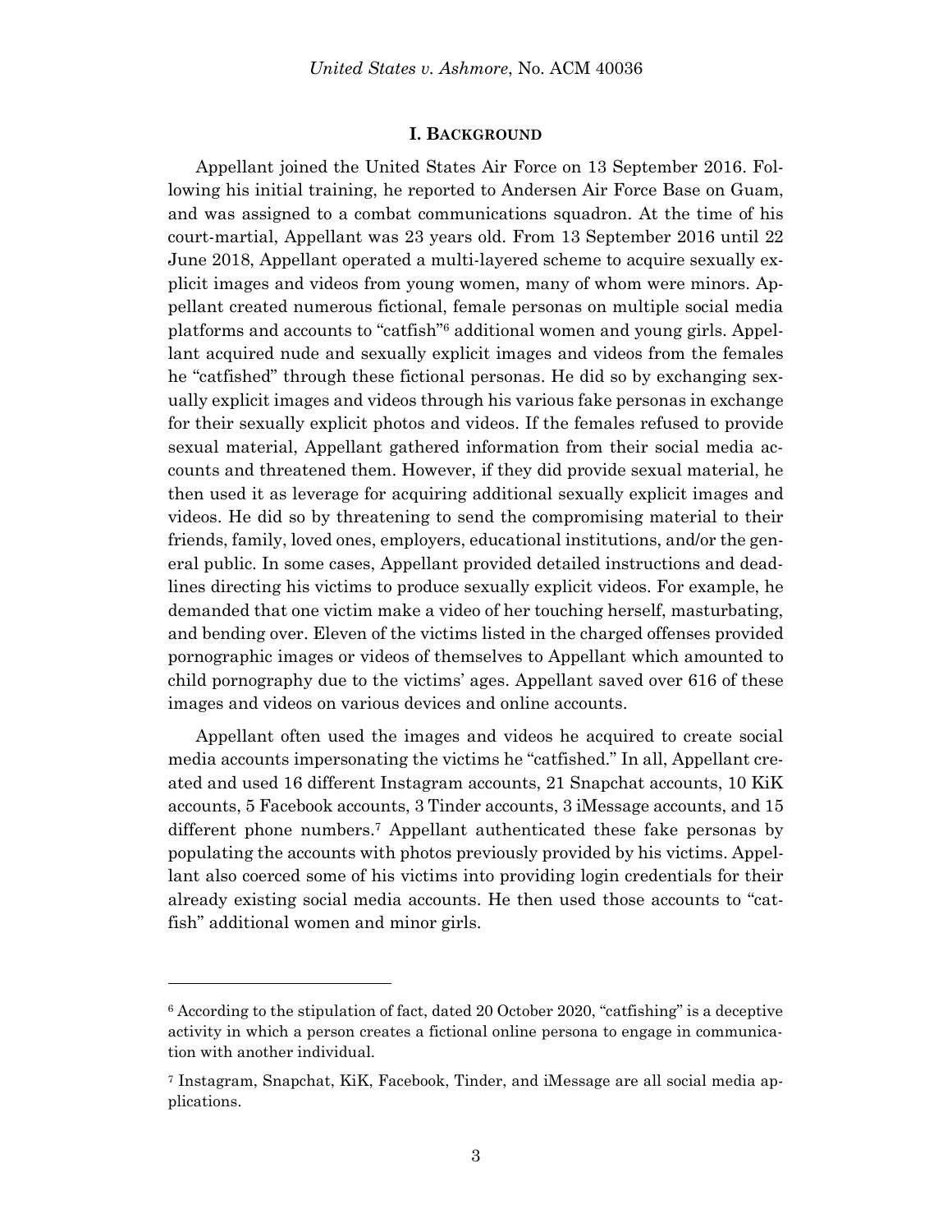## I. BACKGROUND

Appellant joined the United States Air Force on 13 September 2016. Following his initial training, he reported to Andersen Air Force Base on Guam, and was assigned to a combat communications squadron. At the time of his court-martial, Appellant was 23 years old. From 13 September 2016 until 22 June 2018, Appellant operated a multi-layered scheme to acquire sexually explicit images and videos from young women, many of whom were minors. Appellant created numerous fictional, female personas on multiple social media platforms and accounts to "catfish"[6] additional women and young girls. Appellant acquired nude and sexually explicit images and videos from the females he "catfished" through these fictional personas. He did so by exchanging sexually explicit images and videos through his various fake personas in exchange for their sexually explicit photos and videos. If the females refused to provide sexual material, Appellant gathered information from their social media accounts and threatened them. However, if they did provide sexual material, he then used it as leverage for acquiring additional sexually explicit images and videos. He did so by threatening to send the compromising material to their friends, family, loved ones, employers, educational institutions, and/or the general public. In some cases, Appellant provided detailed instructions and deadlines directing his victims to produce sexually explicit videos. For example, he demanded that one victim make a video of her touching herself, masturbating, and bending over. Eleven of the victims listed in the charged offenses provided pornographic images or videos of themselves to Appellant which amounted to child pornography due to the victims' ages. Appellant saved over 616 of these images and videos on various devices and online accounts.

Appellant often used the images and videos he acquired to create social media accounts impersonating the victims he "catfished." In all, Appellant created and used 16 different Instagram accounts, 21 Snapchat accounts, 10 KiK accounts, 5 Facebook accounts, 3 Tinder accounts, 3 iMessage accounts, and 15 different phone numbers.[7] Appellant authenticated these fake personas by populating the accounts with photos previously provided by his victims. Appellant also coerced some of his victims into providing login credentials for their already existing social media accounts. He then used those accounts to "catfish" additional women and minor girls.

---

[6] According to the stipulation of fact, dated 20 October 2020, "catfishing" is a deceptive activity in which a person creates a fictional online persona to engage in communication with another individual.

[7] Instagram, Snapchat, KiK, Facebook, Tinder, and iMessage are all social media applications.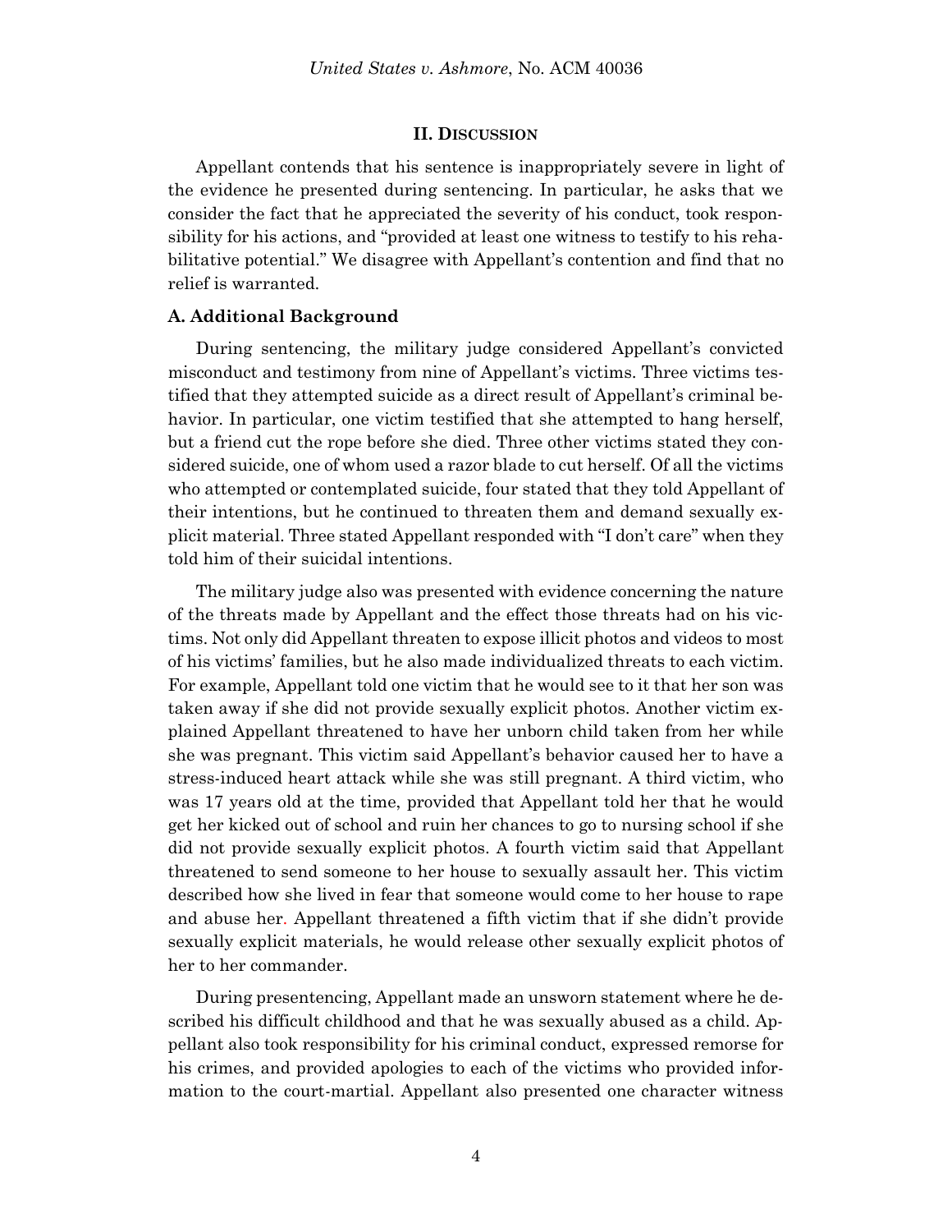## II. DISCUSSION

Appellant contends that his sentence is inappropriately severe in light of the evidence he presented during sentencing. In particular, he asks that we consider the fact that he appreciated the severity of his conduct, took responsibility for his actions, and "provided at least one witness to testify to his rehabilitative potential." We disagree with Appellant's contention and find that no relief is warranted.

### A. Additional Background

During sentencing, the military judge considered Appellant's convicted misconduct and testimony from nine of Appellant's victims. Three victims testified that they attempted suicide as a direct result of Appellant's criminal behavior. In particular, one victim testified that she attempted to hang herself, but a friend cut the rope before she died. Three other victims stated they considered suicide, one of whom used a razor blade to cut herself. Of all the victims who attempted or contemplated suicide, four stated that they told Appellant of their intentions, but he continued to threaten them and demand sexually explicit material. Three stated Appellant responded with "I don't care" when they told him of their suicidal intentions.

The military judge also was presented with evidence concerning the nature of the threats made by Appellant and the effect those threats had on his victims. Not only did Appellant threaten to expose illicit photos and videos to most of his victims' families, but he also made individualized threats to each victim. For example, Appellant told one victim that he would see to it that her son was taken away if she did not provide sexually explicit photos. Another victim explained Appellant threatened to have her unborn child taken from her while she was pregnant. This victim said Appellant's behavior caused her to have a stress-induced heart attack while she was still pregnant. A third victim, who was 17 years old at the time, provided that Appellant told her that he would get her kicked out of school and ruin her chances to go to nursing school if she did not provide sexually explicit photos. A fourth victim said that Appellant threatened to send someone to her house to sexually assault her. This victim described how she lived in fear that someone would come to her house to rape and abuse her. Appellant threatened a fifth victim that if she didn't provide sexually explicit materials, he would release other sexually explicit photos of her to her commander.

During presentencing, Appellant made an unsworn statement where he described his difficult childhood and that he was sexually abused as a child. Appellant also took responsibility for his criminal conduct, expressed remorse for his crimes, and provided apologies to each of the victims who provided information to the court-martial. Appellant also presented one character witness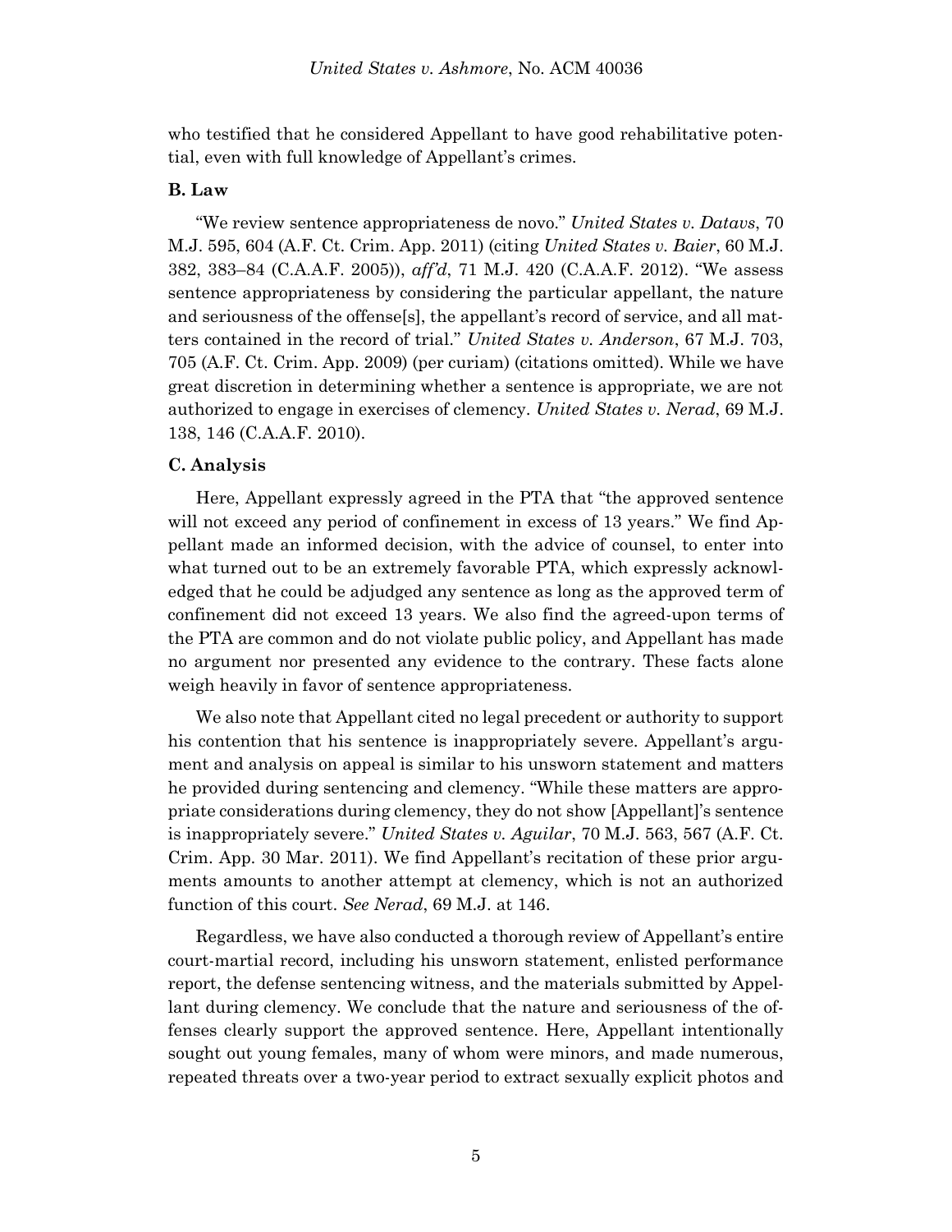who testified that he considered Appellant to have good rehabilitative potential, even with full knowledge of Appellant's crimes.

### B. Law

"We review sentence appropriateness de novo." *United States v. Datavs*, 70 M.J. 595, 604 (A.F. Ct. Crim. App. 2011) (citing *United States v. Baier*, 60 M.J. 382, 383–84 (C.A.A.F. 2005)), *aff'd*, 71 M.J. 420 (C.A.A.F. 2012). "We assess sentence appropriateness by considering the particular appellant, the nature and seriousness of the offense[s], the appellant's record of service, and all matters contained in the record of trial." *United States v. Anderson*, 67 M.J. 703, 705 (A.F. Ct. Crim. App. 2009) (per curiam) (citations omitted). While we have great discretion in determining whether a sentence is appropriate, we are not authorized to engage in exercises of clemency. *United States v. Nerad*, 69 M.J. 138, 146 (C.A.A.F. 2010).

### C. Analysis

Here, Appellant expressly agreed in the PTA that "the approved sentence will not exceed any period of confinement in excess of 13 years." We find Appellant made an informed decision, with the advice of counsel, to enter into what turned out to be an extremely favorable PTA, which expressly acknowledged that he could be adjudged any sentence as long as the approved term of confinement did not exceed 13 years. We also find the agreed-upon terms of the PTA are common and do not violate public policy, and Appellant has made no argument nor presented any evidence to the contrary. These facts alone weigh heavily in favor of sentence appropriateness.

We also note that Appellant cited no legal precedent or authority to support his contention that his sentence is inappropriately severe. Appellant's argument and analysis on appeal is similar to his unsworn statement and matters he provided during sentencing and clemency. "While these matters are appropriate considerations during clemency, they do not show [Appellant]'s sentence is inappropriately severe." *United States v. Aguilar*, 70 M.J. 563, 567 (A.F. Ct. Crim. App. 30 Mar. 2011). We find Appellant's recitation of these prior arguments amounts to another attempt at clemency, which is not an authorized function of this court. *See Nerad*, 69 M.J. at 146.

Regardless, we have also conducted a thorough review of Appellant's entire court-martial record, including his unsworn statement, enlisted performance report, the defense sentencing witness, and the materials submitted by Appellant during clemency. We conclude that the nature and seriousness of the offenses clearly support the approved sentence. Here, Appellant intentionally sought out young females, many of whom were minors, and made numerous, repeated threats over a two-year period to extract sexually explicit photos and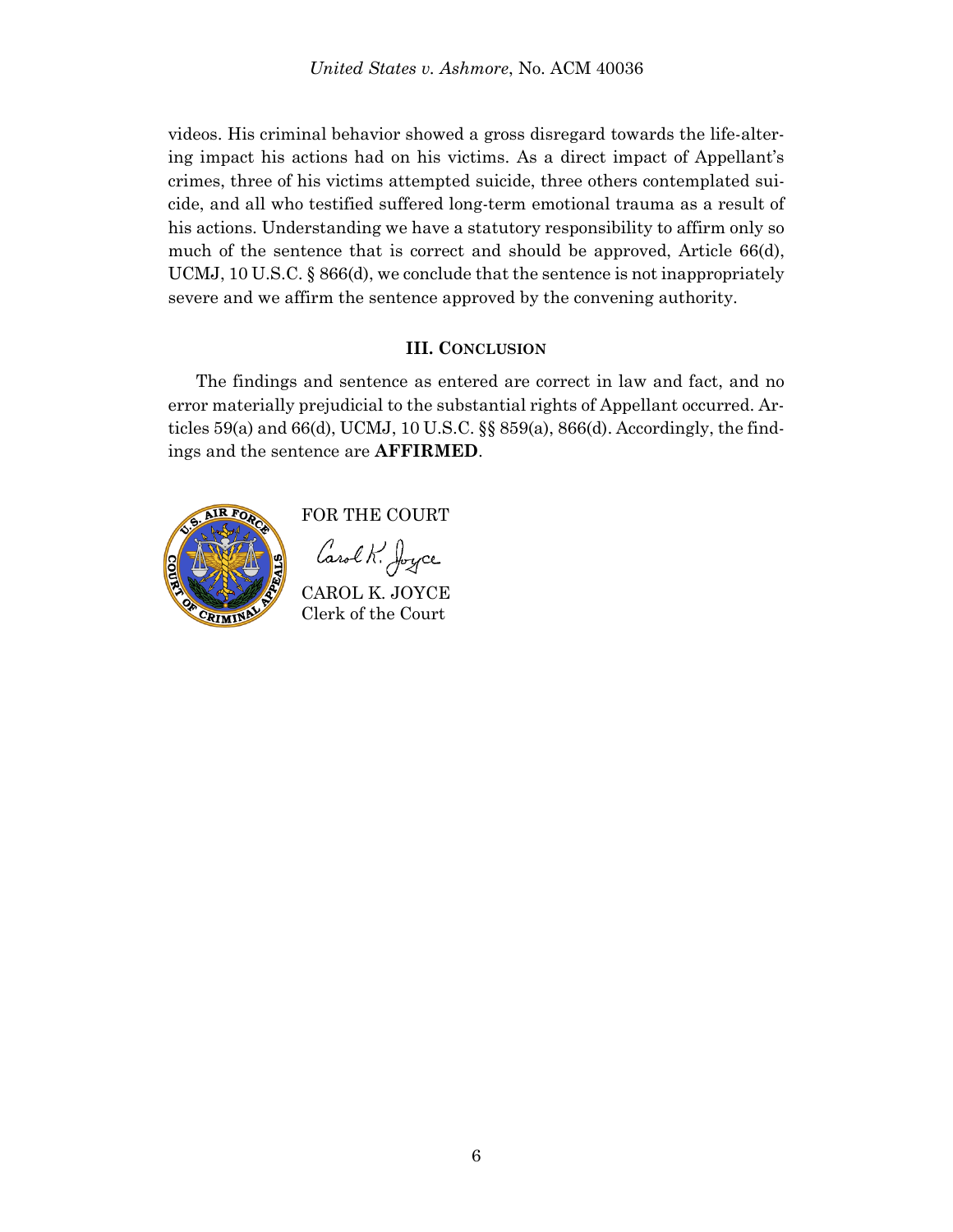videos. His criminal behavior showed a gross disregard towards the life-altering impact his actions had on his victims. As a direct impact of Appellant's crimes, three of his victims attempted suicide, three others contemplated suicide, and all who testified suffered long-term emotional trauma as a result of his actions. Understanding we have a statutory responsibility to affirm only so much of the sentence that is correct and should be approved, Article 66(d), UCMJ, 10 U.S.C. § 866(d), we conclude that the sentence is not inappropriately severe and we affirm the sentence approved by the convening authority.

### III. CONCLUSION

The findings and sentence as entered are correct in law and fact, and no error materially prejudicial to the substantial rights of Appellant occurred. Articles 59(a) and 66(d), UCMJ, 10 U.S.C. §§ 859(a), 866(d). Accordingly, the findings and the sentence are **AFFIRMED**.

FOR THE COURT

Carol K. Joyce

CAROL K. JOYCE
Clerk of the Court